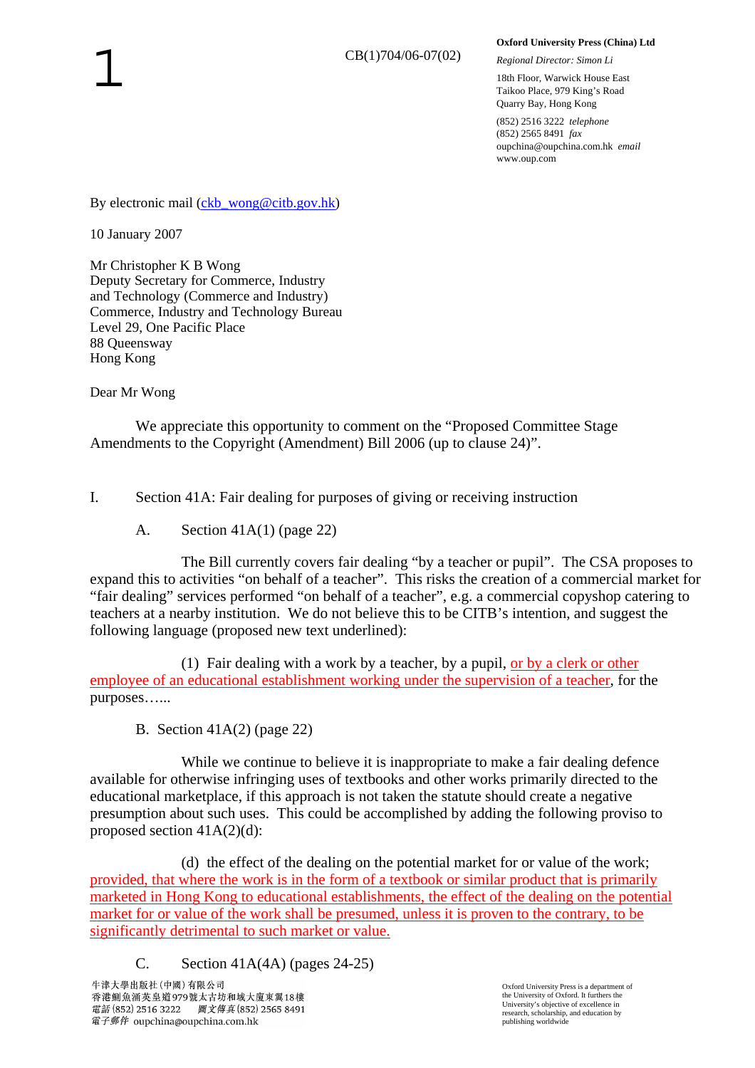1

CB(1)704/06-07(02)

**Oxford University Press (China) Ltd**

*Regional Director: Simon Li*

18th Floor, Warwick House East
Taikoo Place, 979 King's Road
Quarry Bay, Hong Kong

(852) 2516 3222 *telephone*
(852) 2565 8491 *fax*
oupchina@oupchina.com.hk *email*
www.oup.com

By electronic mail (ckb_wong@citb.gov.hk)

10 January 2007

Mr Christopher K B Wong
Deputy Secretary for Commerce, Industry
and Technology (Commerce and Industry)
Commerce, Industry and Technology Bureau
Level 29, One Pacific Place
88 Queensway
Hong Kong

Dear Mr Wong

We appreciate this opportunity to comment on the "Proposed Committee Stage Amendments to the Copyright (Amendment) Bill 2006 (up to clause 24)".

I. Section 41A: Fair dealing for purposes of giving or receiving instruction

A. Section 41A(1) (page 22)

The Bill currently covers fair dealing "by a teacher or pupil". The CSA proposes to expand this to activities "on behalf of a teacher". This risks the creation of a commercial market for "fair dealing" services performed "on behalf of a teacher", e.g. a commercial copyshop catering to teachers at a nearby institution. We do not believe this to be CITB's intention, and suggest the following language (proposed new text underlined):

(1) Fair dealing with a work by a teacher, by a pupil, <u>or by a clerk or other employee of an educational establishment working under the supervision of a teacher</u>, for the purposes…...

B. Section 41A(2) (page 22)

While we continue to believe it is inappropriate to make a fair dealing defence available for otherwise infringing uses of textbooks and other works primarily directed to the educational marketplace, if this approach is not taken the statute should create a negative presumption about such uses. This could be accomplished by adding the following proviso to proposed section 41A(2)(d):

(d) the effect of the dealing on the potential market for or value of the work; <u>provided, that where the work is in the form of a textbook or similar product that is primarily marketed in Hong Kong to educational establishments, the effect of the dealing on the potential market for or value of the work shall be presumed, unless it is proven to the contrary, to be significantly detrimental to such market or value.</u>

C. Section 41A(4A) (pages 24-25)

牛津大學出版社(中國)有限公司
香港鰂魚涌英皇道979號太古坊和域大廈東翼18樓
電話 (852) 2516 3222 圖文傳真 (852) 2565 8491
電子郵件 oupchina@oupchina.com.hk

Oxford University Press is a department of the University of Oxford. It furthers the University's objective of excellence in research, scholarship, and education by publishing worldwide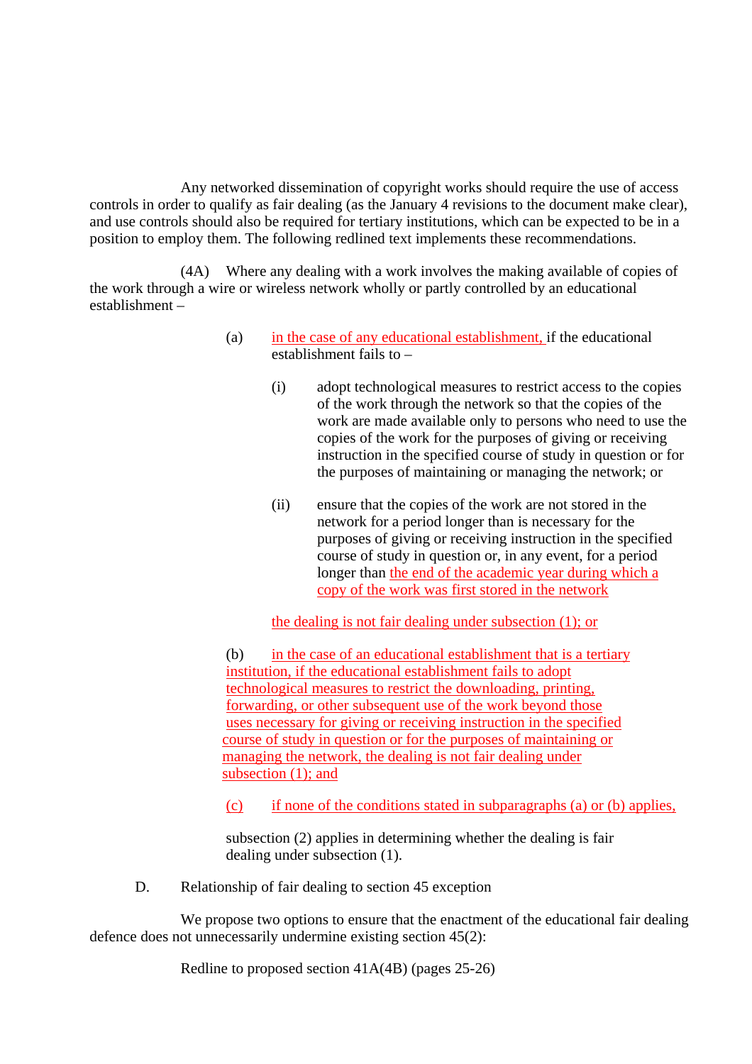Any networked dissemination of copyright works should require the use of access controls in order to qualify as fair dealing (as the January 4 revisions to the document make clear), and use controls should also be required for tertiary institutions, which can be expected to be in a position to employ them. The following redlined text implements these recommendations.

(4A) Where any dealing with a work involves the making available of copies of the work through a wire or wireless network wholly or partly controlled by an educational establishment –

(a) in the case of any educational establishment, if the educational establishment fails to –

(i) adopt technological measures to restrict access to the copies of the work through the network so that the copies of the work are made available only to persons who need to use the copies of the work for the purposes of giving or receiving instruction in the specified course of study in question or for the purposes of maintaining or managing the network; or

(ii) ensure that the copies of the work are not stored in the network for a period longer than is necessary for the purposes of giving or receiving instruction in the specified course of study in question or, in any event, for a period longer than the end of the academic year during which a copy of the work was first stored in the network

the dealing is not fair dealing under subsection (1); or

(b) in the case of an educational establishment that is a tertiary institution, if the educational establishment fails to adopt technological measures to restrict the downloading, printing, forwarding, or other subsequent use of the work beyond those uses necessary for giving or receiving instruction in the specified course of study in question or for the purposes of maintaining or managing the network, the dealing is not fair dealing under subsection (1); and

(c) if none of the conditions stated in subparagraphs (a) or (b) applies,

subsection (2) applies in determining whether the dealing is fair dealing under subsection (1).

D. Relationship of fair dealing to section 45 exception

We propose two options to ensure that the enactment of the educational fair dealing defence does not unnecessarily undermine existing section 45(2):

Redline to proposed section 41A(4B) (pages 25-26)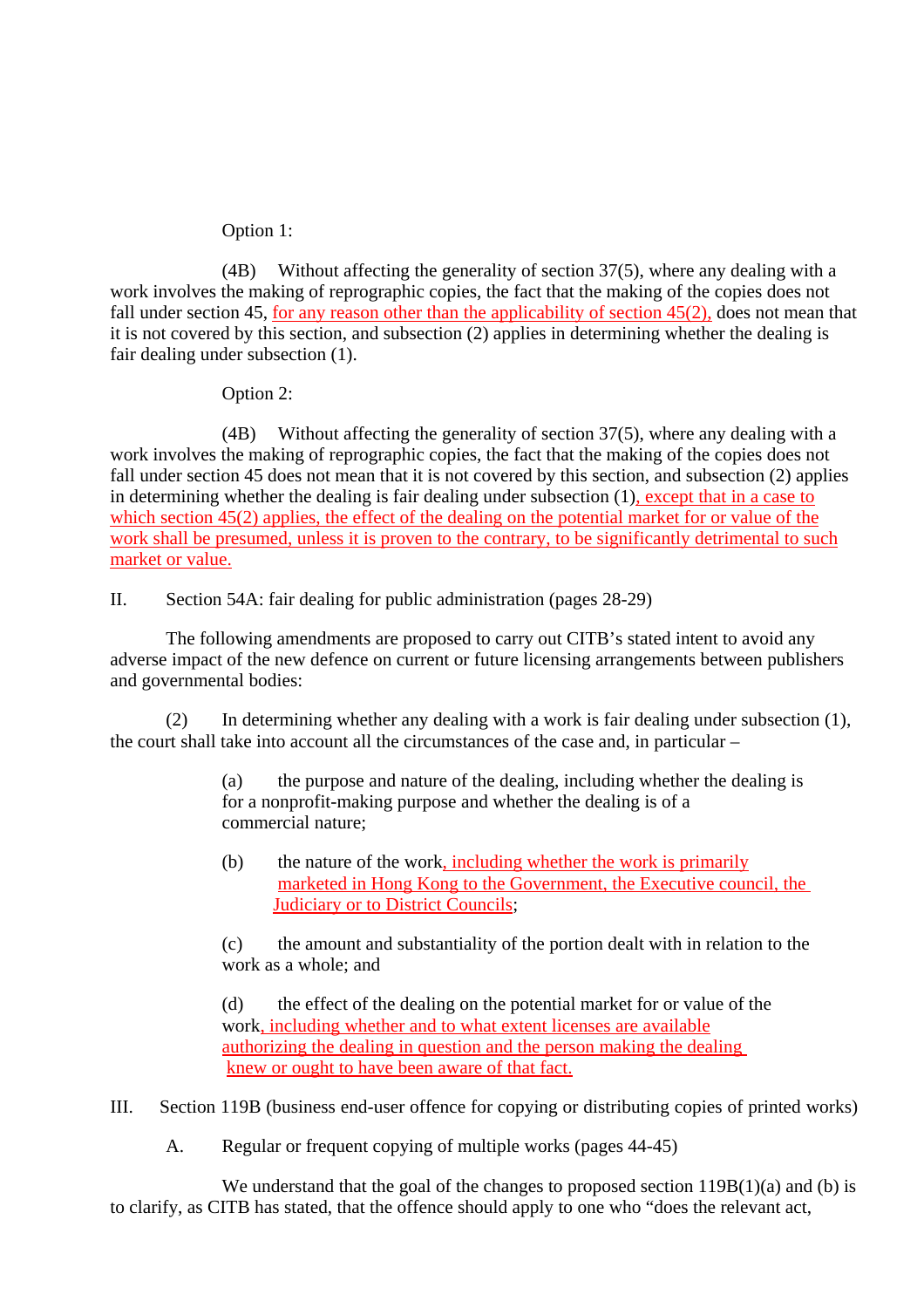Option 1:

(4B) Without affecting the generality of section 37(5), where any dealing with a work involves the making of reprographic copies, the fact that the making of the copies does not fall under section 45, for any reason other than the applicability of section 45(2), does not mean that it is not covered by this section, and subsection (2) applies in determining whether the dealing is fair dealing under subsection (1).

Option 2:

(4B) Without affecting the generality of section 37(5), where any dealing with a work involves the making of reprographic copies, the fact that the making of the copies does not fall under section 45 does not mean that it is not covered by this section, and subsection (2) applies in determining whether the dealing is fair dealing under subsection (1), except that in a case to which section 45(2) applies, the effect of the dealing on the potential market for or value of the work shall be presumed, unless it is proven to the contrary, to be significantly detrimental to such market or value.

II. Section 54A: fair dealing for public administration (pages 28-29)

The following amendments are proposed to carry out CITB's stated intent to avoid any adverse impact of the new defence on current or future licensing arrangements between publishers and governmental bodies:

(2) In determining whether any dealing with a work is fair dealing under subsection (1), the court shall take into account all the circumstances of the case and, in particular –

(a) the purpose and nature of the dealing, including whether the dealing is for a nonprofit-making purpose and whether the dealing is of a commercial nature;

(b) the nature of the work, including whether the work is primarily marketed in Hong Kong to the Government, the Executive council, the Judiciary or to District Councils;

(c) the amount and substantiality of the portion dealt with in relation to the work as a whole; and

(d) the effect of the dealing on the potential market for or value of the work, including whether and to what extent licenses are available authorizing the dealing in question and the person making the dealing knew or ought to have been aware of that fact.

III. Section 119B (business end-user offence for copying or distributing copies of printed works)

A. Regular or frequent copying of multiple works (pages 44-45)

We understand that the goal of the changes to proposed section 119B(1)(a) and (b) is to clarify, as CITB has stated, that the offence should apply to one who "does the relevant act,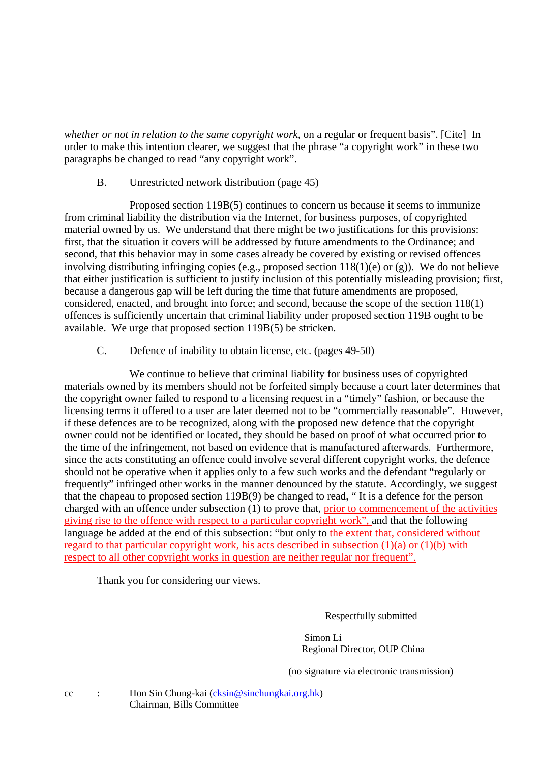*whether or not in relation to the same copyright work*, on a regular or frequent basis". [Cite] In order to make this intention clearer, we suggest that the phrase "a copyright work" in these two paragraphs be changed to read "any copyright work".

B. Unrestricted network distribution (page 45)

Proposed section 119B(5) continues to concern us because it seems to immunize from criminal liability the distribution via the Internet, for business purposes, of copyrighted material owned by us. We understand that there might be two justifications for this provisions: first, that the situation it covers will be addressed by future amendments to the Ordinance; and second, that this behavior may in some cases already be covered by existing or revised offences involving distributing infringing copies (e.g., proposed section 118(1)(e) or (g)). We do not believe that either justification is sufficient to justify inclusion of this potentially misleading provision; first, because a dangerous gap will be left during the time that future amendments are proposed, considered, enacted, and brought into force; and second, because the scope of the section 118(1) offences is sufficiently uncertain that criminal liability under proposed section 119B ought to be available. We urge that proposed section 119B(5) be stricken.

C. Defence of inability to obtain license, etc. (pages 49-50)

We continue to believe that criminal liability for business uses of copyrighted materials owned by its members should not be forfeited simply because a court later determines that the copyright owner failed to respond to a licensing request in a "timely" fashion, or because the licensing terms it offered to a user are later deemed not to be "commercially reasonable". However, if these defences are to be recognized, along with the proposed new defence that the copyright owner could not be identified or located, they should be based on proof of what occurred prior to the time of the infringement, not based on evidence that is manufactured afterwards. Furthermore, since the acts constituting an offence could involve several different copyright works, the defence should not be operative when it applies only to a few such works and the defendant "regularly or frequently" infringed other works in the manner denounced by the statute. Accordingly, we suggest that the chapeau to proposed section 119B(9) be changed to read, " It is a defence for the person charged with an offence under subsection (1) to prove that, prior to commencement of the activities giving rise to the offence with respect to a particular copyright work", and that the following language be added at the end of this subsection: "but only to the extent that, considered without regard to that particular copyright work, his acts described in subsection (1)(a) or (1)(b) with respect to all other copyright works in question are neither regular nor frequent".

Thank you for considering our views.

Respectfully submitted

Simon Li
Regional Director, OUP China

(no signature via electronic transmission)

cc : Hon Sin Chung-kai (cksin@sinchungkai.org.hk)
Chairman, Bills Committee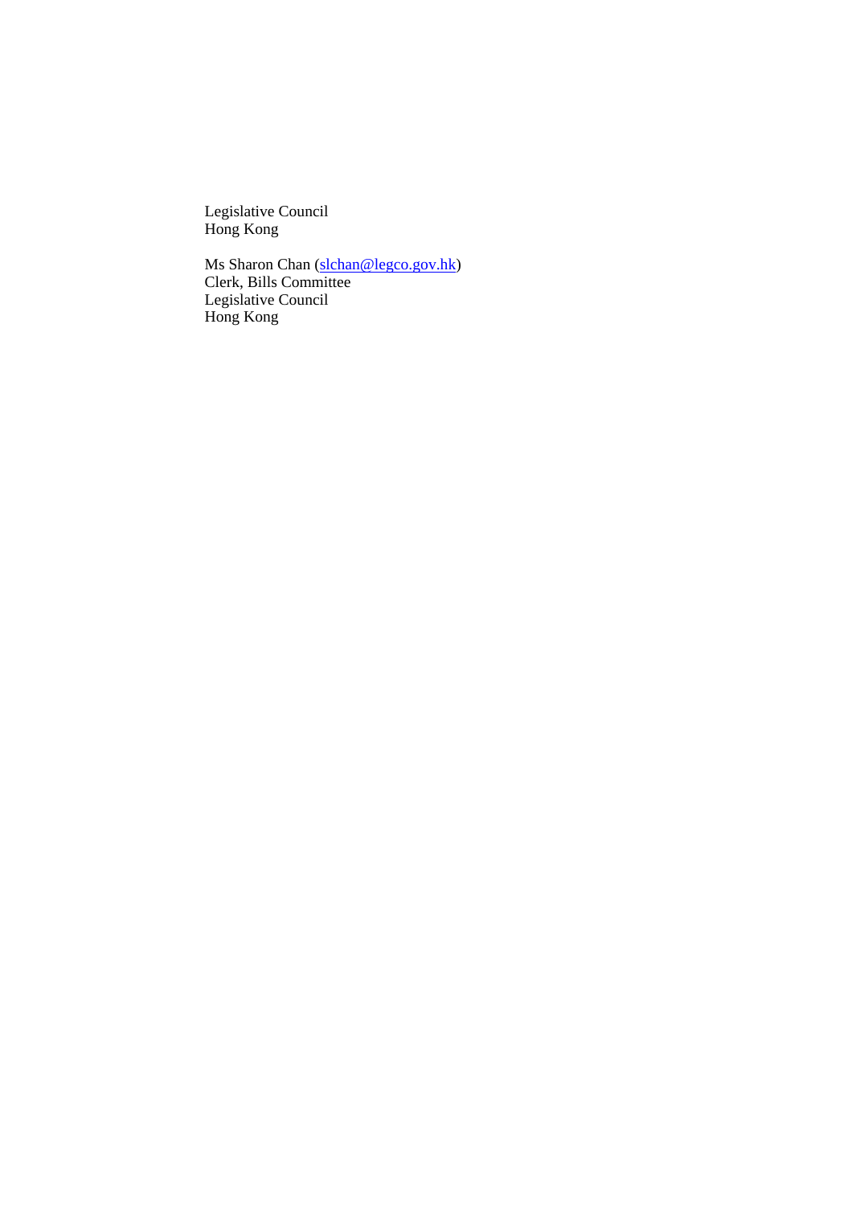Legislative Council
Hong Kong

Ms Sharon Chan (slchan@legco.gov.hk)
Clerk, Bills Committee
Legislative Council
Hong Kong